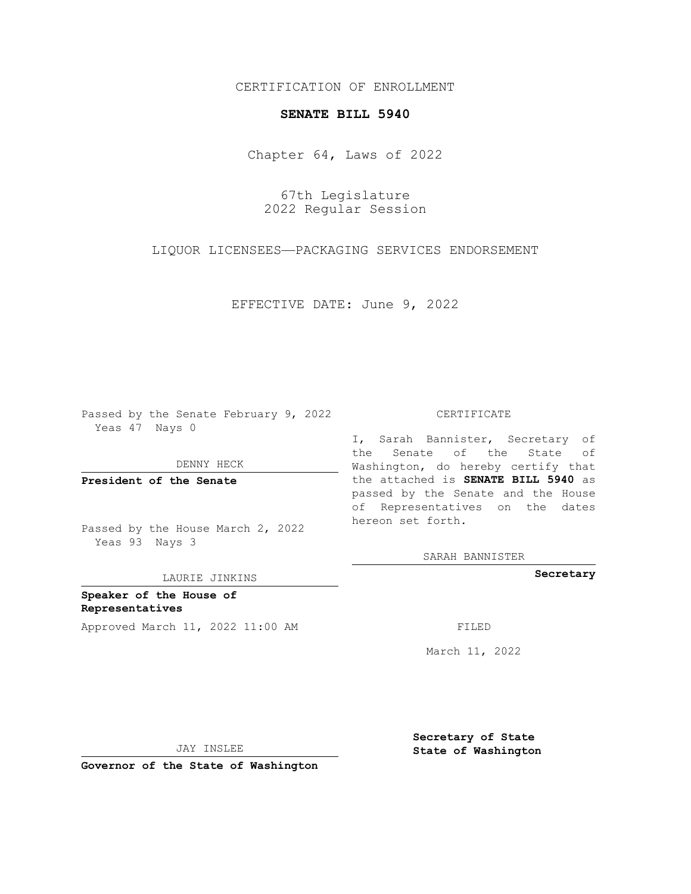CERTIFICATION OF ENROLLMENT

**SENATE BILL 5940**

Chapter 64, Laws of 2022

67th Legislature
2022 Regular Session

LIQUOR LICENSEES——PACKAGING SERVICES ENDORSEMENT

EFFECTIVE DATE: June 9, 2022

Passed by the Senate February 9, 2022
Yeas 47 Nays 0

DENNY HECK

**President of the Senate**

Passed by the House March 2, 2022
Yeas 93 Nays 3

LAURIE JINKINS

**Speaker of the House of Representatives**

Approved March 11, 2022 11:00 AM

JAY INSLEE

**Governor of the State of Washington**

CERTIFICATE

I, Sarah Bannister, Secretary of the Senate of the State of Washington, do hereby certify that the attached is **SENATE BILL 5940** as passed by the Senate and the House of Representatives on the dates hereon set forth.

SARAH BANNISTER

**Secretary**

FILED

March 11, 2022

**Secretary of State**
**State of Washington**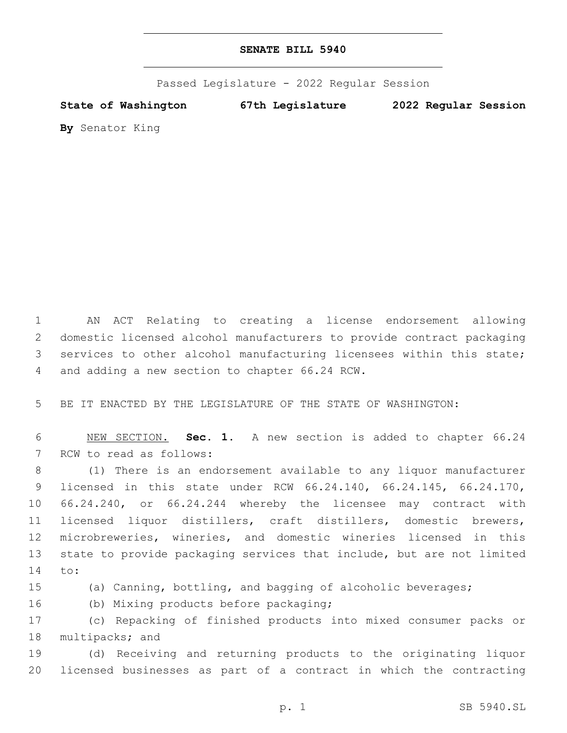# SENATE BILL 5940

Passed Legislature - 2022 Regular Session

**State of Washington 67th Legislature 2022 Regular Session**

**By** Senator King

AN ACT Relating to creating a license endorsement allowing domestic licensed alcohol manufacturers to provide contract packaging services to other alcohol manufacturing licensees within this state; and adding a new section to chapter 66.24 RCW.

BE IT ENACTED BY THE LEGISLATURE OF THE STATE OF WASHINGTON:

NEW SECTION. **Sec. 1.** A new section is added to chapter 66.24 RCW to read as follows:

(1) There is an endorsement available to any liquor manufacturer licensed in this state under RCW 66.24.140, 66.24.145, 66.24.170, 66.24.240, or 66.24.244 whereby the licensee may contract with licensed liquor distillers, craft distillers, domestic brewers, microbreweries, wineries, and domestic wineries licensed in this state to provide packaging services that include, but are not limited to:

(a) Canning, bottling, and bagging of alcoholic beverages;

(b) Mixing products before packaging;

(c) Repacking of finished products into mixed consumer packs or multipacks; and

(d) Receiving and returning products to the originating liquor licensed businesses as part of a contract in which the contracting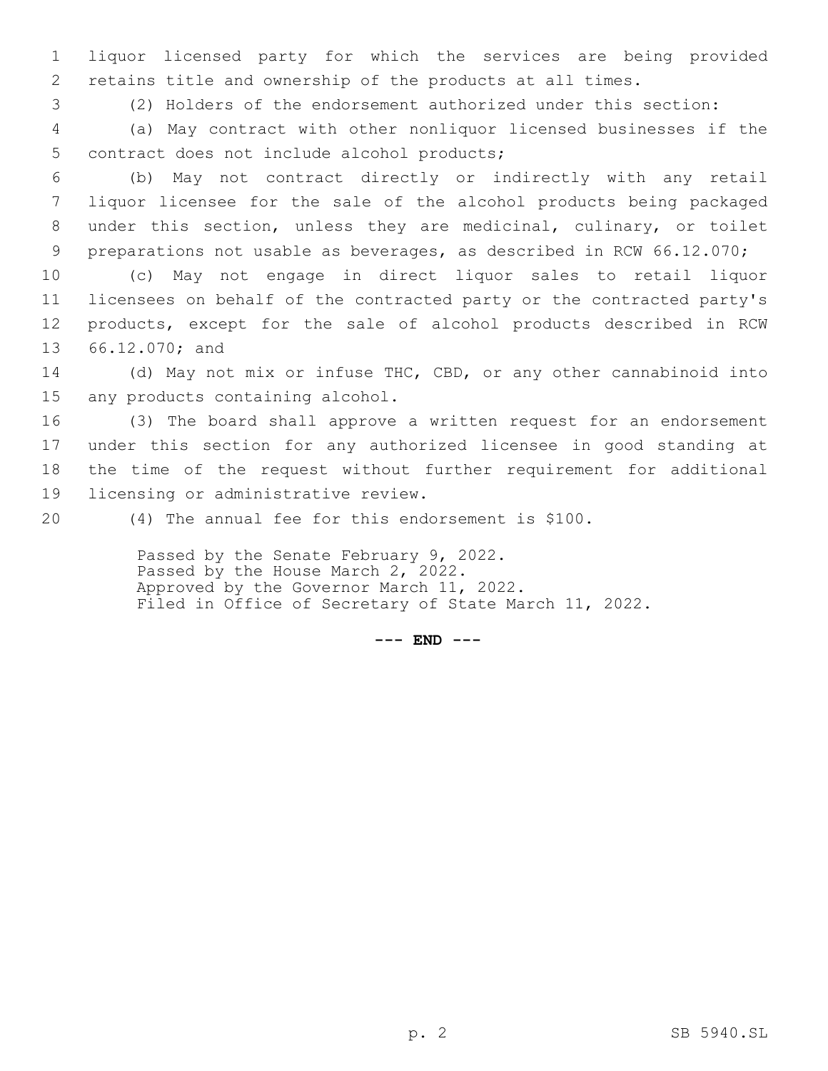liquor licensed party for which the services are being provided retains title and ownership of the products at all times.

(2) Holders of the endorsement authorized under this section:

(a) May contract with other nonliquor licensed businesses if the contract does not include alcohol products;

(b) May not contract directly or indirectly with any retail liquor licensee for the sale of the alcohol products being packaged under this section, unless they are medicinal, culinary, or toilet preparations not usable as beverages, as described in RCW 66.12.070;

(c) May not engage in direct liquor sales to retail liquor licensees on behalf of the contracted party or the contracted party's products, except for the sale of alcohol products described in RCW 66.12.070; and

(d) May not mix or infuse THC, CBD, or any other cannabinoid into any products containing alcohol.

(3) The board shall approve a written request for an endorsement under this section for any authorized licensee in good standing at the time of the request without further requirement for additional licensing or administrative review.

(4) The annual fee for this endorsement is $100.

Passed by the Senate February 9, 2022.
Passed by the House March 2, 2022.
Approved by the Governor March 11, 2022.
Filed in Office of Secretary of State March 11, 2022.

--- END ---